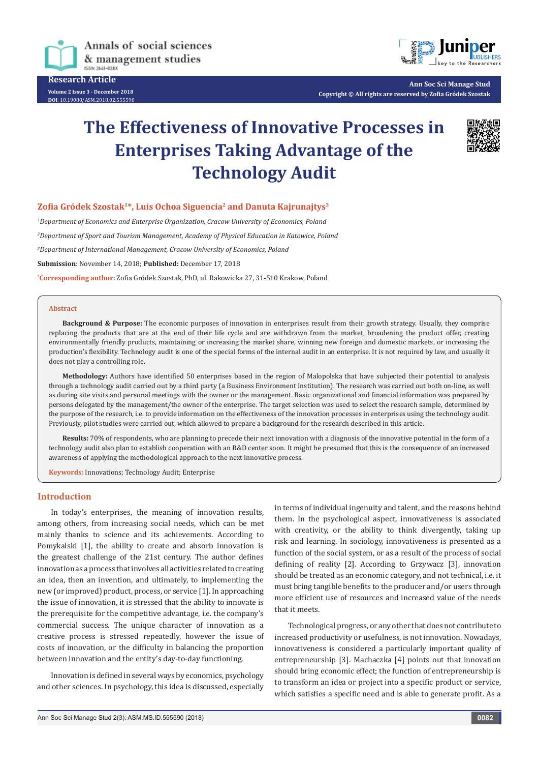Research Article

# The Effectiveness of Innovative Processes in Enterprises Taking Advantage of the Technology Audit

**Zofia Gródek Szostak[1]*, Luis Ochoa Siguencia[2] and Danuta Kajrunajtys[3]**

*[1]Department of Economics and Enterprise Organization, Cracow University of Economics, Poland*

*[2]Department of Sport and Tourism Management, Academy of Physical Education in Katowice, Poland*

*[3]Department of International Management, Cracow University of Economics, Poland*

**Submission**: November 14, 2018; **Published:** December 17, 2018

***Corresponding author:** Zofia Gródek Szostak, PhD, ul. Rakowicka 27, 31-510 Krakow, Poland

## Abstract

**Background & Purpose:** The economic purposes of innovation in enterprises result from their growth strategy. Usually, they comprise replacing the products that are at the end of their life cycle and are withdrawn from the market, broadening the product offer, creating environmentally friendly products, maintaining or increasing the market share, winning new foreign and domestic markets, or increasing the production's flexibility. Technology audit is one of the special forms of the internal audit in an enterprise. It is not required by law, and usually it does not play a controlling role.

**Methodology:** Authors have identified 50 enterprises based in the region of Malopolska that have subjected their potential to analysis through a technology audit carried out by a third party (a Business Environment Institution). The research was carried out both on-line, as well as during site visits and personal meetings with the owner or the management. Basic organizational and financial information was prepared by persons delegated by the management/the owner of the enterprise. The target selection was used to select the research sample, determined by the purpose of the research, i.e. to provide information on the effectiveness of the innovation processes in enterprises using the technology audit. Previously, pilot studies were carried out, which allowed to prepare a background for the research described in this article.

**Results:** 70% of respondents, who are planning to precede their next innovation with a diagnosis of the innovative potential in the form of a technology audit also plan to establish cooperation with an R&D center soon. It might be presumed that this is the consequence of an increased awareness of applying the methodological approach to the next innovative process.

**Keywords:** Innovations; Technology Audit; Enterprise

## Introduction

In today's enterprises, the meaning of innovation results, among others, from increasing social needs, which can be met mainly thanks to science and its achievements. According to Pomykalski [1], the ability to create and absorb innovation is the greatest challenge of the 21st century. The author defines innovation as a process that involves all activities related to creating an idea, then an invention, and ultimately, to implementing the new (or improved) product, process, or service [1]. In approaching the issue of innovation, it is stressed that the ability to innovate is the prerequisite for the competitive advantage, i.e. the company's commercial success. The unique character of innovation as a creative process is stressed repeatedly, however the issue of costs of innovation, or the difficulty in balancing the proportion between innovation and the entity's day-to-day functioning.

Innovation is defined in several ways by economics, psychology and other sciences. In psychology, this idea is discussed, especially in terms of individual ingenuity and talent, and the reasons behind them. In the psychological aspect, innovativeness is associated with creativity, or the ability to think divergently, taking up risk and learning. In sociology, innovativeness is presented as a function of the social system, or as a result of the process of social defining of reality [2]. According to Grzywacz [3], innovation should be treated as an economic category, and not technical, i.e. it must bring tangible benefits to the producer and/or users through more efficient use of resources and increased value of the needs that it meets.

Technological progress, or any other that does not contribute to increased productivity or usefulness, is not innovation. Nowadays, innovativeness is considered a particularly important quality of entrepreneurship [3]. Machaczka [4] points out that innovation should bring economic effect; the function of entrepreneurship is to transform an idea or project into a specific product or service, which satisfies a specific need and is able to generate profit. As a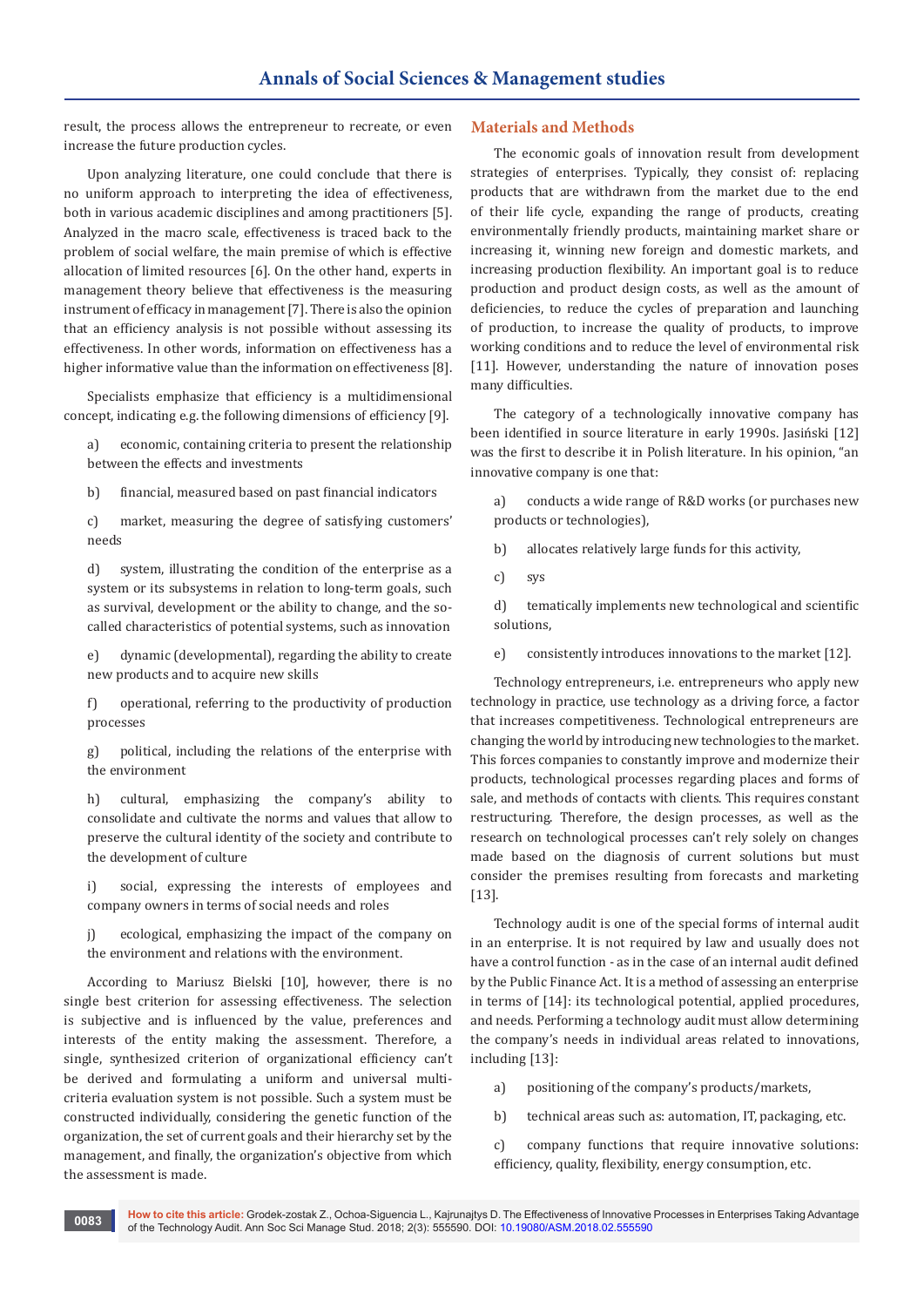result, the process allows the entrepreneur to recreate, or even increase the future production cycles.

Upon analyzing literature, one could conclude that there is no uniform approach to interpreting the idea of effectiveness, both in various academic disciplines and among practitioners [5]. Analyzed in the macro scale, effectiveness is traced back to the problem of social welfare, the main premise of which is effective allocation of limited resources [6]. On the other hand, experts in management theory believe that effectiveness is the measuring instrument of efficacy in management [7]. There is also the opinion that an efficiency analysis is not possible without assessing its effectiveness. In other words, information on effectiveness has a higher informative value than the information on effectiveness [8].

Specialists emphasize that efficiency is a multidimensional concept, indicating e.g. the following dimensions of efficiency [9].

a) economic, containing criteria to present the relationship between the effects and investments

b) financial, measured based on past financial indicators

c) market, measuring the degree of satisfying customers' needs

d) system, illustrating the condition of the enterprise as a system or its subsystems in relation to long-term goals, such as survival, development or the ability to change, and the so-called characteristics of potential systems, such as innovation

e) dynamic (developmental), regarding the ability to create new products and to acquire new skills

f) operational, referring to the productivity of production processes

g) political, including the relations of the enterprise with the environment

h) cultural, emphasizing the company's ability to consolidate and cultivate the norms and values that allow to preserve the cultural identity of the society and contribute to the development of culture

i) social, expressing the interests of employees and company owners in terms of social needs and roles

j) ecological, emphasizing the impact of the company on the environment and relations with the environment.

According to Mariusz Bielski [10], however, there is no single best criterion for assessing effectiveness. The selection is subjective and is influenced by the value, preferences and interests of the entity making the assessment. Therefore, a single, synthesized criterion of organizational efficiency can't be derived and formulating a uniform and universal multi-criteria evaluation system is not possible. Such a system must be constructed individually, considering the genetic function of the organization, the set of current goals and their hierarchy set by the management, and finally, the organization's objective from which the assessment is made.

## Materials and Methods

The economic goals of innovation result from development strategies of enterprises. Typically, they consist of: replacing products that are withdrawn from the market due to the end of their life cycle, expanding the range of products, creating environmentally friendly products, maintaining market share or increasing it, winning new foreign and domestic markets, and increasing production flexibility. An important goal is to reduce production and product design costs, as well as the amount of deficiencies, to reduce the cycles of preparation and launching of production, to increase the quality of products, to improve working conditions and to reduce the level of environmental risk [11]. However, understanding the nature of innovation poses many difficulties.

The category of a technologically innovative company has been identified in source literature in early 1990s. Jasiński [12] was the first to describe it in Polish literature. In his opinion, "an innovative company is one that:

a) conducts a wide range of R&D works (or purchases new products or technologies),

b) allocates relatively large funds for this activity,

c) sys

d) tematically implements new technological and scientific solutions,

e) consistently introduces innovations to the market [12].

Technology entrepreneurs, i.e. entrepreneurs who apply new technology in practice, use technology as a driving force, a factor that increases competitiveness. Technological entrepreneurs are changing the world by introducing new technologies to the market. This forces companies to constantly improve and modernize their products, technological processes regarding places and forms of sale, and methods of contacts with clients. This requires constant restructuring. Therefore, the design processes, as well as the research on technological processes can't rely solely on changes made based on the diagnosis of current solutions but must consider the premises resulting from forecasts and marketing [13].

Technology audit is one of the special forms of internal audit in an enterprise. It is not required by law and usually does not have a control function - as in the case of an internal audit defined by the Public Finance Act. It is a method of assessing an enterprise in terms of [14]: its technological potential, applied procedures, and needs. Performing a technology audit must allow determining the company's needs in individual areas related to innovations, including [13]:

a) positioning of the company's products/markets,

b) technical areas such as: automation, IT, packaging, etc.

c) company functions that require innovative solutions: efficiency, quality, flexibility, energy consumption, etc.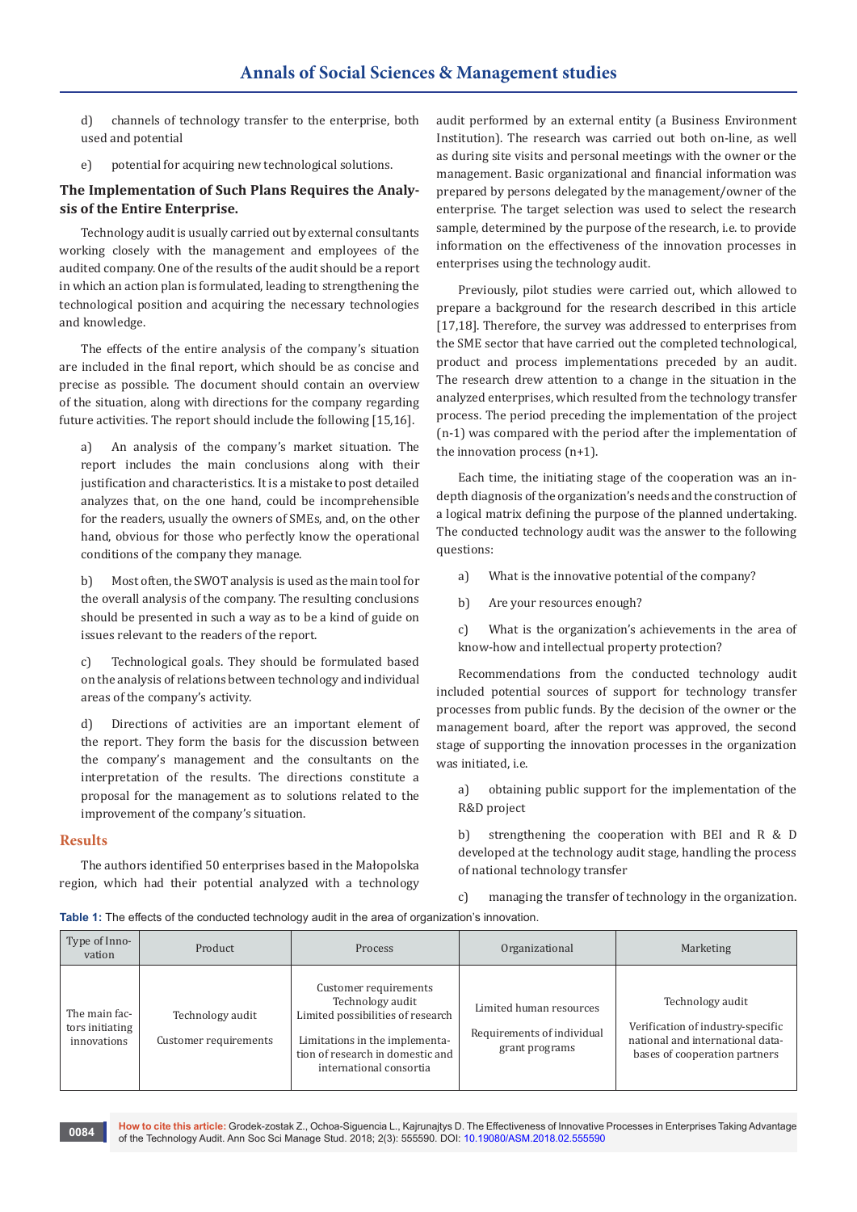d) channels of technology transfer to the enterprise, both used and potential

e) potential for acquiring new technological solutions.

### The Implementation of Such Plans Requires the Analysis of the Entire Enterprise.

Technology audit is usually carried out by external consultants working closely with the management and employees of the audited company. One of the results of the audit should be a report in which an action plan is formulated, leading to strengthening the technological position and acquiring the necessary technologies and knowledge.

The effects of the entire analysis of the company's situation are included in the final report, which should be as concise and precise as possible. The document should contain an overview of the situation, along with directions for the company regarding future activities. The report should include the following [15,16].

a) An analysis of the company's market situation. The report includes the main conclusions along with their justification and characteristics. It is a mistake to post detailed analyzes that, on the one hand, could be incomprehensible for the readers, usually the owners of SMEs, and, on the other hand, obvious for those who perfectly know the operational conditions of the company they manage.

b) Most often, the SWOT analysis is used as the main tool for the overall analysis of the company. The resulting conclusions should be presented in such a way as to be a kind of guide on issues relevant to the readers of the report.

c) Technological goals. They should be formulated based on the analysis of relations between technology and individual areas of the company's activity.

d) Directions of activities are an important element of the report. They form the basis for the discussion between the company's management and the consultants on the interpretation of the results. The directions constitute a proposal for the management as to solutions related to the improvement of the company's situation.

## Results

The authors identified 50 enterprises based in the Małopolska region, which had their potential analyzed with a technology audit performed by an external entity (a Business Environment Institution). The research was carried out both on-line, as well as during site visits and personal meetings with the owner or the management. Basic organizational and financial information was prepared by persons delegated by the management/owner of the enterprise. The target selection was used to select the research sample, determined by the purpose of the research, i.e. to provide information on the effectiveness of the innovation processes in enterprises using the technology audit.

Previously, pilot studies were carried out, which allowed to prepare a background for the research described in this article [17,18]. Therefore, the survey was addressed to enterprises from the SME sector that have carried out the completed technological, product and process implementations preceded by an audit. The research drew attention to a change in the situation in the analyzed enterprises, which resulted from the technology transfer process. The period preceding the implementation of the project (n-1) was compared with the period after the implementation of the innovation process (n+1).

Each time, the initiating stage of the cooperation was an in-depth diagnosis of the organization's needs and the construction of a logical matrix defining the purpose of the planned undertaking. The conducted technology audit was the answer to the following questions:

a) What is the innovative potential of the company?

b) Are your resources enough?

c) What is the organization's achievements in the area of know-how and intellectual property protection?

Recommendations from the conducted technology audit included potential sources of support for technology transfer processes from public funds. By the decision of the owner or the management board, after the report was approved, the second stage of supporting the innovation processes in the organization was initiated, i.e.

a) obtaining public support for the implementation of the R&D project

b) strengthening the cooperation with BEI and R & D developed at the technology audit stage, handling the process of national technology transfer

c) managing the transfer of technology in the organization.

**Table 1:** The effects of the conducted technology audit in the area of organization's innovation.

| Type of Innovation | Product | Process | Organizational | Marketing |
|---|---|---|---|---|
| The main factors initiating innovations | Technology audit<br>Customer requirements | Customer requirements<br>Technology audit<br>Limited possibilities of research<br>Limitations in the implementation of research in domestic and international consortia | Limited human resources<br>Requirements of individual grant programs | Technology audit<br>Verification of industry-specific national and international databases of cooperation partners |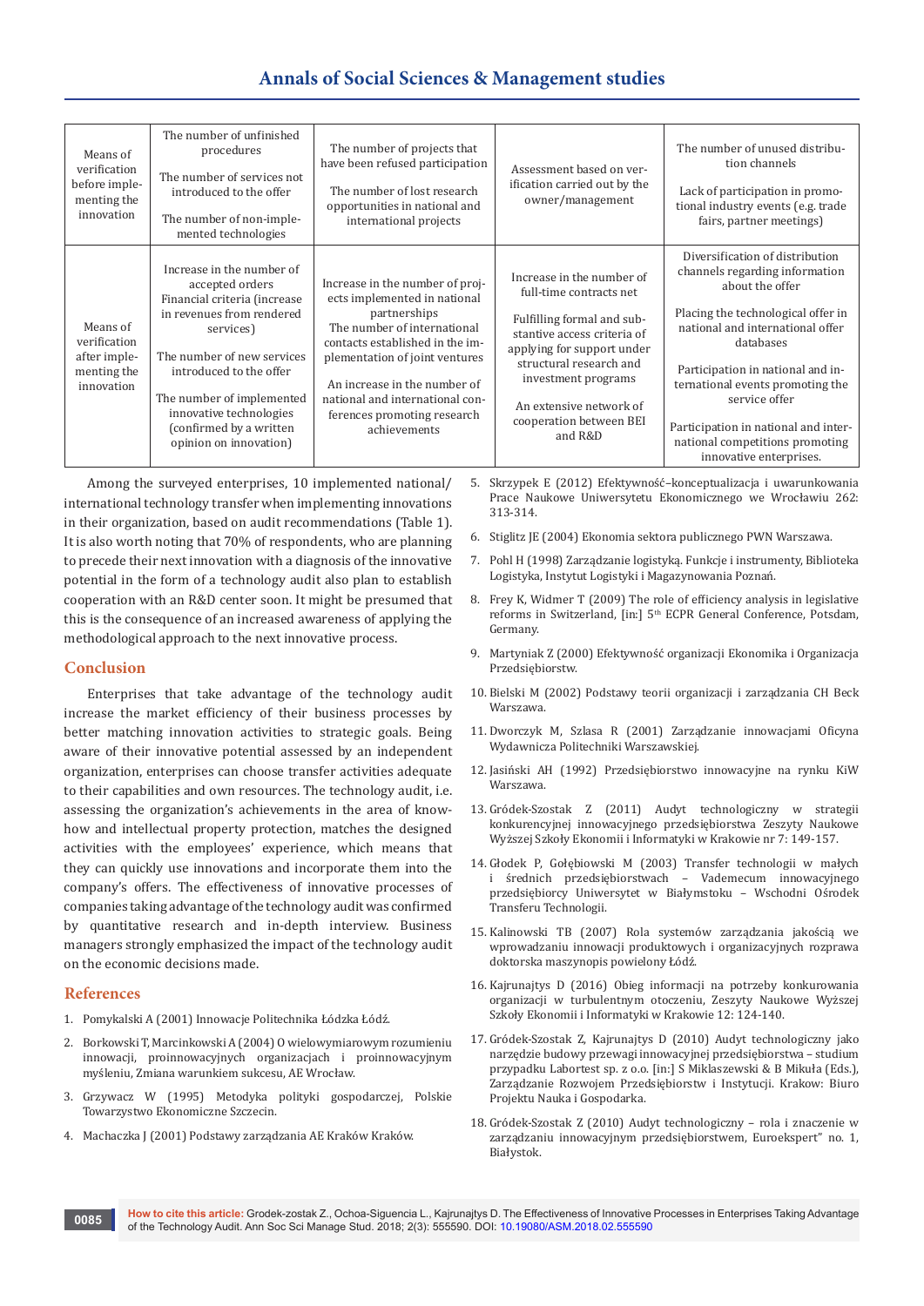| Means of verification before implementing the innovation | The number of unfinished procedures<br><br>The number of services not introduced to the offer<br><br>The number of non-implemented technologies | The number of projects that have been refused participation<br><br>The number of lost research opportunities in national and international projects | Assessment based on verification carried out by the owner/management | The number of unused distribution channels<br><br>Lack of participation in promotional industry events (e.g. trade fairs, partner meetings) |
|---|---|---|---|---|
| Means of verification after implementing the innovation | Increase in the number of accepted orders<br>Financial criteria (increase in revenues from rendered services)<br><br>The number of new services introduced to the offer<br><br>The number of implemented innovative technologies (confirmed by a written opinion on innovation) | Increase in the number of projects implemented in national partnerships<br>The number of international contacts established in the implementation of joint ventures<br><br>An increase in the number of national and international conferences promoting research achievements | Increase in the number of full-time contracts net<br><br>Fulfilling formal and substantive access criteria of applying for support under structural research and investment programs<br><br>An extensive network of cooperation between BEI and R&D | Diversification of distribution channels regarding information about the offer<br><br>Placing the technological offer in national and international offer databases<br><br>Participation in national and international events promoting the service offer<br><br>Participation in national and international competitions promoting innovative enterprises. |

Among the surveyed enterprises, 10 implemented national/international technology transfer when implementing innovations in their organization, based on audit recommendations (Table 1). It is also worth noting that 70% of respondents, who are planning to precede their next innovation with a diagnosis of the innovative potential in the form of a technology audit also plan to establish cooperation with an R&D center soon. It might be presumed that this is the consequence of an increased awareness of applying the methodological approach to the next innovative process.

## Conclusion

Enterprises that take advantage of the technology audit increase the market efficiency of their business processes by better matching innovation activities to strategic goals. Being aware of their innovative potential assessed by an independent organization, enterprises can choose transfer activities adequate to their capabilities and own resources. The technology audit, i.e. assessing the organization's achievements in the area of know-how and intellectual property protection, matches the designed activities with the employees' experience, which means that they can quickly use innovations and incorporate them into the company's offers. The effectiveness of innovative processes of companies taking advantage of the technology audit was confirmed by quantitative research and in-depth interview. Business managers strongly emphasized the impact of the technology audit on the economic decisions made.

## References

1. Pomykalski A (2001) Innowacje Politechnika Łódzka Łódź.
2. Borkowski T, Marcinkowski A (2004) O wielowymiarowym rozumieniu innowacji, proinnowacyjnych organizacjach i proinnowacyjnym myśleniu, Zmiana warunkiem sukcesu, AE Wrocław.
3. Grzywacz W (1995) Metodyka polityki gospodarczej, Polskie Towarzystwo Ekonomiczne Szczecin.
4. Machaczka J (2001) Podstawy zarządzania AE Kraków Kraków.
5. Skrzypek E (2012) Efektywność–konceptualizacja i uwarunkowania Prace Naukowe Uniwersytetu Ekonomicznego we Wrocławiu 262: 313-314.
6. Stiglitz JE (2004) Ekonomia sektora publicznego PWN Warszawa.
7. Pohl H (1998) Zarządzanie logistyką. Funkcje i instrumenty, Biblioteka Logistyka, Instytut Logistyki i Magazynowania Poznań.
8. Frey K, Widmer T (2009) The role of efficiency analysis in legislative reforms in Switzerland, [in:] 5th ECPR General Conference, Potsdam, Germany.
9. Martyniak Z (2000) Efektywność organizacji Ekonomika i Organizacja Przedsiębiorstw.
10. Bielski M (2002) Podstawy teorii organizacji i zarządzania CH Beck Warszawa.
11. Dworczyk M, Szlasa R (2001) Zarządzanie innowacjami Oficyna Wydawnicza Politechniki Warszawskiej.
12. Jasiński AH (1992) Przedsiębiorstwo innowacyjne na rynku KiW Warszawa.
13. Gródek-Szostak Z (2011) Audyt technologiczny w strategii konkurencyjnej innowacyjnego przedsiębiorstwa Zeszyty Naukowe Wyższej Szkoły Ekonomii i Informatyki w Krakowie nr 7: 149-157.
14. Głodek P, Gołębiowski M (2003) Transfer technologii w małych i średnich przedsiębiorstwach – Vademecum innowacyjnego przedsiębiorcy Uniwersytet w Białymstoku – Wschodni Ośrodek Transferu Technologii.
15. Kalinowski TB (2007) Rola systemów zarządzania jakością we wprowadzaniu innowacji produktowych i organizacyjnych rozprawa doktorska maszynopis powielony Łódź.
16. Kajrunajtys D (2016) Obieg informacji na potrzeby konkurowania organizacji w turbulentnym otoczeniu, Zeszyty Naukowe Wyższej Szkoły Ekonomii i Informatyki w Krakowie 12: 124-140.
17. Gródek-Szostak Z, Kajrunajtys D (2010) Audyt technologiczny jako narzędzie budowy przewagi innowacyjnej przedsiębiorstwa – studium przypadku Labortest sp. z o.o. [in:] S Miklaszewski & B Mikuła (Eds.), Zarządzanie Rozwojem Przedsiębiorstw i Instytucji. Krakow: Biuro Projektu Nauka i Gospodarka.
18. Gródek-Szostak Z (2010) Audyt technologiczny – rola i znaczenie w zarządzaniu innowacyjnym przedsiębiorstwem, Euroekspert" no. 1, Białystok.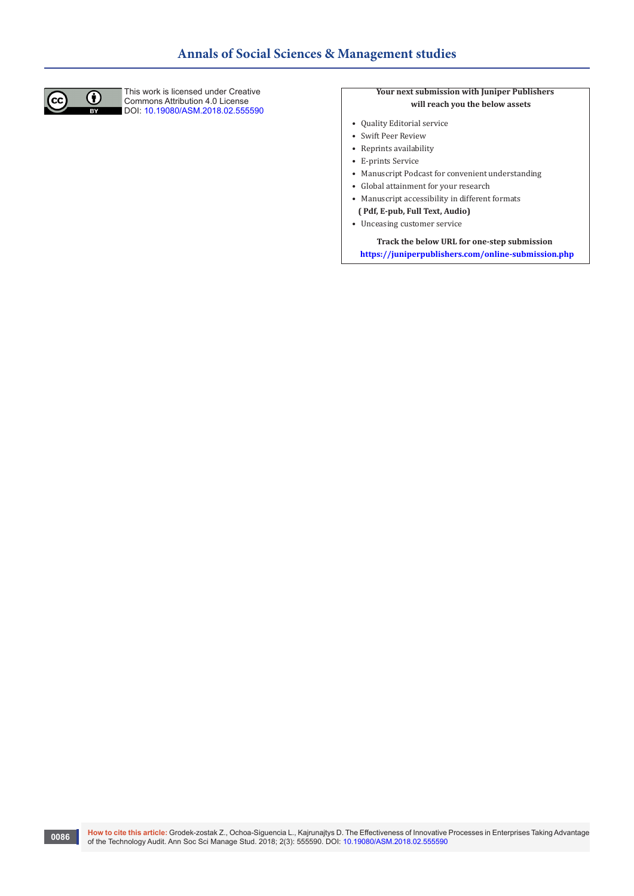This work is licensed under Creative Commons Attribution 4.0 License
DOI: 10.19080/ASM.2018.02.555590

**Your next submission with Juniper Publishers will reach you the below assets**

- Quality Editorial service
- Swift Peer Review
- Reprints availability
- E-prints Service
- Manuscript Podcast for convenient understanding
- Global attainment for your research
- Manuscript accessibility in different formats

**( Pdf, E-pub, Full Text, Audio)**

- Unceasing customer service

**Track the below URL for one-step submission**
**https://juniperpublishers.com/online-submission.php**

**How to cite this article:** Grodek-zostak Z., Ochoa-Siguencia L., Kajrunajtys D. The Effectiveness of Innovative Processes in Enterprises Taking Advantage of the Technology Audit. Ann Soc Sci Manage Stud. 2018; 2(3): 555590. DOI: 10.19080/ASM.2018.02.555590